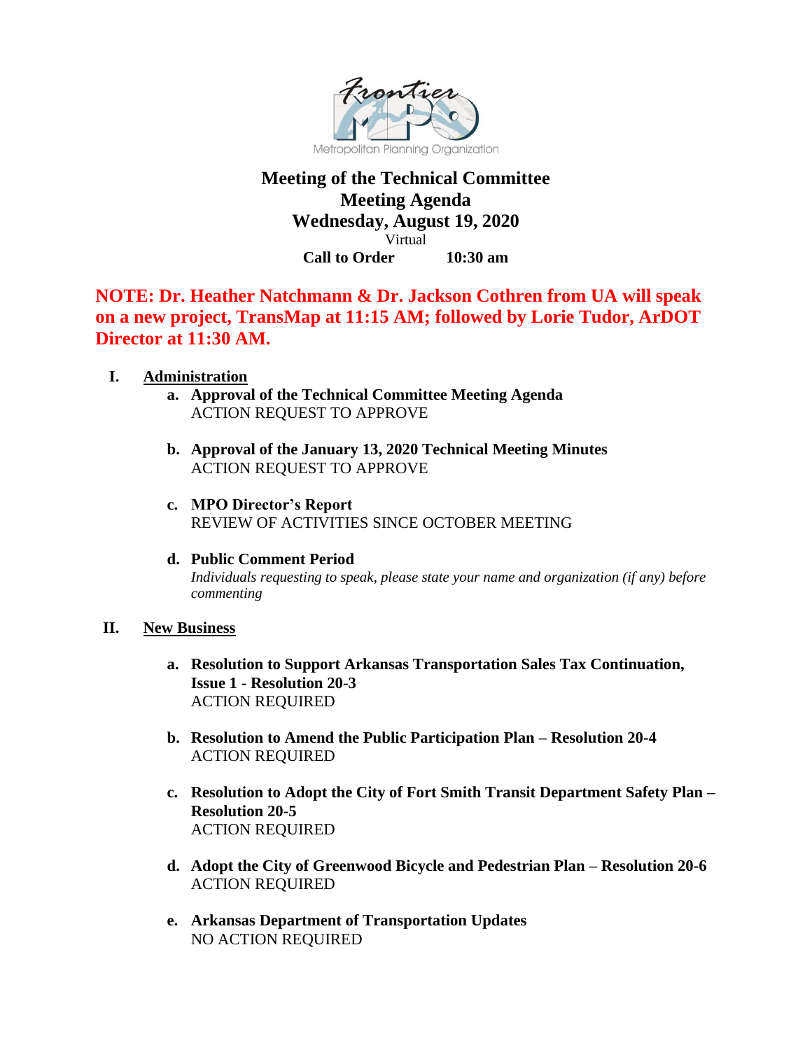Frontier MPO

Metropolitan Planning Organization

# Meeting of the Technical Committee
## Meeting Agenda
## Wednesday, August 19, 2020

Virtual

**Call to Order 10:30 am**

**NOTE: Dr. Heather Natchmann & Dr. Jackson Cothren from UA will speak on a new project, TransMap at 11:15 AM; followed by Lorie Tudor, ArDOT Director at 11:30 AM.**

**I. Administration**

- **a. Approval of the Technical Committee Meeting Agenda**
  ACTION REQUEST TO APPROVE

- **b. Approval of the January 13, 2020 Technical Meeting Minutes**
  ACTION REQUEST TO APPROVE

- **c. MPO Director's Report**
  REVIEW OF ACTIVITIES SINCE OCTOBER MEETING

- **d. Public Comment Period**
  *Individuals requesting to speak, please state your name and organization (if any) before commenting*

**II. New Business**

- **a. Resolution to Support Arkansas Transportation Sales Tax Continuation, Issue 1 - Resolution 20-3**
  ACTION REQUIRED

- **b. Resolution to Amend the Public Participation Plan – Resolution 20-4**
  ACTION REQUIRED

- **c. Resolution to Adopt the City of Fort Smith Transit Department Safety Plan – Resolution 20-5**
  ACTION REQUIRED

- **d. Adopt the City of Greenwood Bicycle and Pedestrian Plan – Resolution 20-6**
  ACTION REQUIRED

- **e. Arkansas Department of Transportation Updates**
  NO ACTION REQUIRED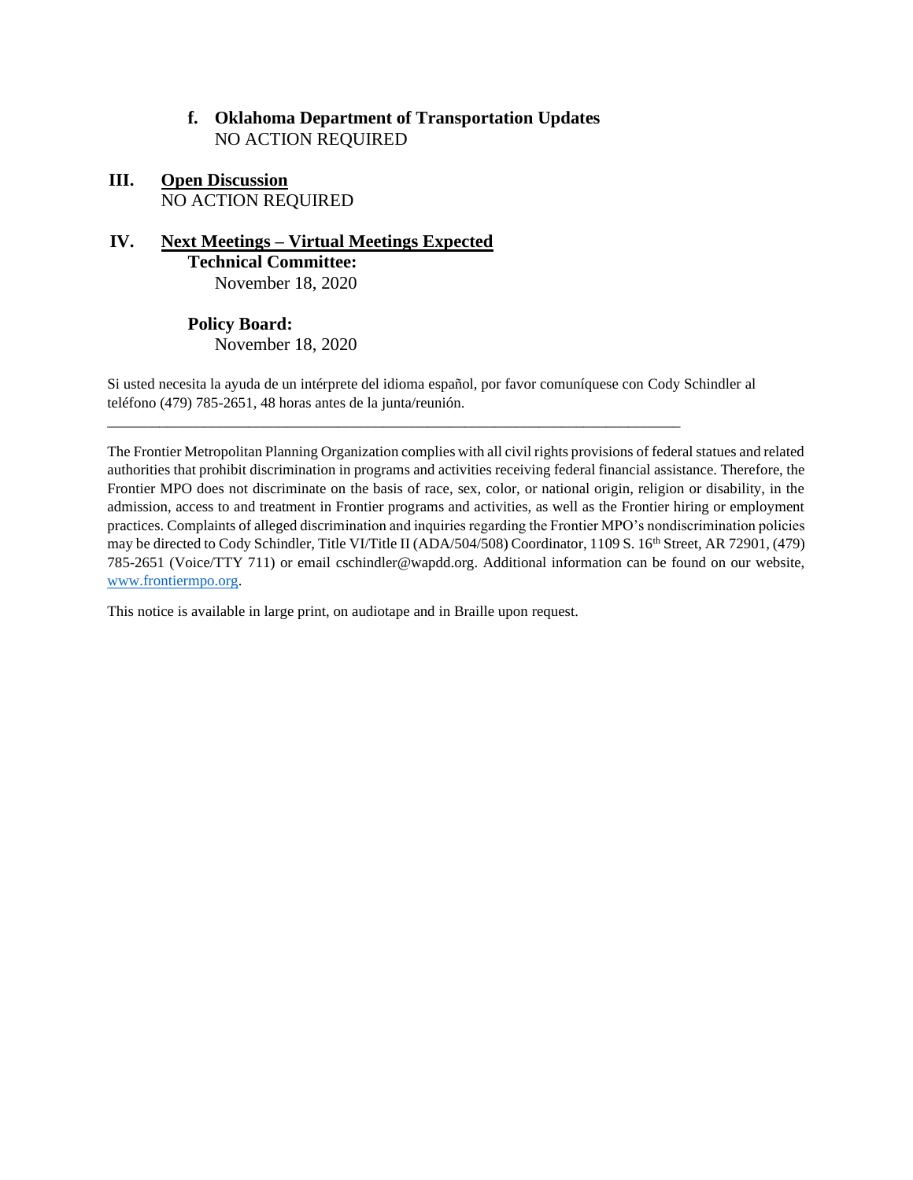**f. Oklahoma Department of Transportation Updates**
NO ACTION REQUIRED

**III. Open Discussion**
NO ACTION REQUIRED

**IV. Next Meetings – Virtual Meetings Expected**

**Technical Committee:**
November 18, 2020

**Policy Board:**
November 18, 2020

Si usted necesita la ayuda de un intérprete del idioma español, por favor comuníquese con Cody Schindler al teléfono (479) 785-2651, 48 horas antes de la junta/reunión.

---

The Frontier Metropolitan Planning Organization complies with all civil rights provisions of federal statues and related authorities that prohibit discrimination in programs and activities receiving federal financial assistance. Therefore, the Frontier MPO does not discriminate on the basis of race, sex, color, or national origin, religion or disability, in the admission, access to and treatment in Frontier programs and activities, as well as the Frontier hiring or employment practices. Complaints of alleged discrimination and inquiries regarding the Frontier MPO's nondiscrimination policies may be directed to Cody Schindler, Title VI/Title II (ADA/504/508) Coordinator, 1109 S. 16th Street, AR 72901, (479) 785-2651 (Voice/TTY 711) or email cschindler@wapdd.org. Additional information can be found on our website, www.frontiermpo.org.

This notice is available in large print, on audiotape and in Braille upon request.